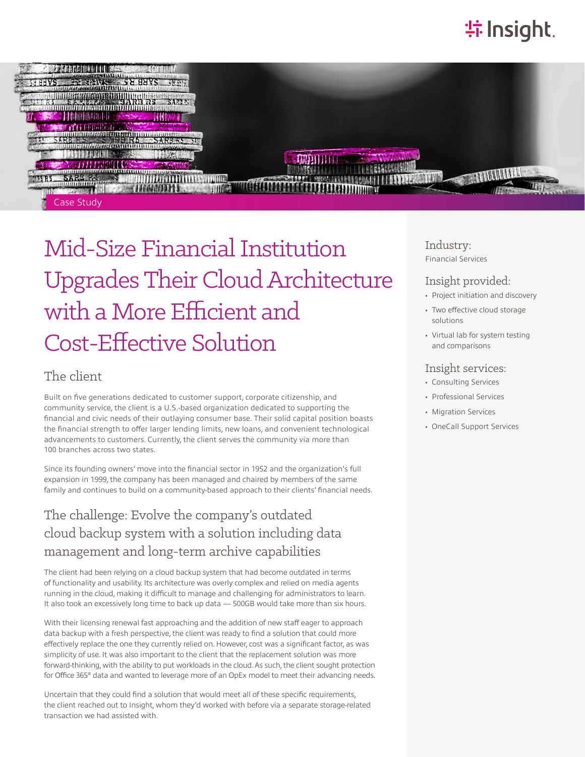Case Study

# Mid-Size Financial Institution Upgrades Their Cloud Architecture with a More Efficient and Cost-Effective Solution

## The client

Built on five generations dedicated to customer support, corporate citizenship, and community service, the client is a U.S.-based organization dedicated to supporting the financial and civic needs of their outlaying consumer base. Their solid capital position boasts the financial strength to offer larger lending limits, new loans, and convenient technological advancements to customers. Currently, the client serves the community via more than 100 branches across two states.

Since its founding owners' move into the financial sector in 1952 and the organization's full expansion in 1999, the company has been managed and chaired by members of the same family and continues to build on a community-based approach to their clients' financial needs.

## The challenge: Evolve the company's outdated cloud backup system with a solution including data management and long-term archive capabilities

The client had been relying on a cloud backup system that had become outdated in terms of functionality and usability. Its architecture was overly complex and relied on media agents running in the cloud, making it difficult to manage and challenging for administrators to learn. It also took an excessively long time to back up data — 500GB would take more than six hours.

With their licensing renewal fast approaching and the addition of new staff eager to approach data backup with a fresh perspective, the client was ready to find a solution that could more effectively replace the one they currently relied on. However, cost was a significant factor, as was simplicity of use. It was also important to the client that the replacement solution was more forward-thinking, with the ability to put workloads in the cloud. As such, the client sought protection for Office 365® data and wanted to leverage more of an OpEx model to meet their advancing needs.

Uncertain that they could find a solution that would meet all of these specific requirements, the client reached out to Insight, whom they'd worked with before via a separate storage-related transaction we had assisted with.

### Industry:

Financial Services

### Insight provided:

- Project initiation and discovery
- Two effective cloud storage solutions
- Virtual lab for system testing and comparisons

### Insight services:

- Consulting Services
- Professional Services
- Migration Services
- OneCall Support Services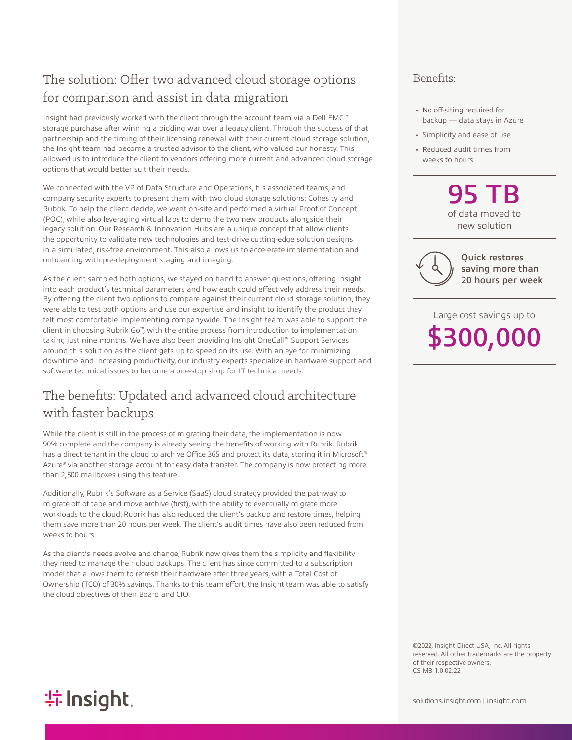## The solution: Offer two advanced cloud storage options for comparison and assist in data migration

Insight had previously worked with the client through the account team via a Dell EMC™ storage purchase after winning a bidding war over a legacy client. Through the success of that partnership and the timing of their licensing renewal with their current cloud storage solution, the Insight team had become a trusted advisor to the client, who valued our honesty. This allowed us to introduce the client to vendors offering more current and advanced cloud storage options that would better suit their needs.

We connected with the VP of Data Structure and Operations, his associated teams, and company security experts to present them with two cloud storage solutions: Cohesity and Rubrik. To help the client decide, we went on-site and performed a virtual Proof of Concept (POC), while also leveraging virtual labs to demo the two new products alongside their legacy solution. Our Research & Innovation Hubs are a unique concept that allow clients the opportunity to validate new technologies and test-drive cutting-edge solution designs in a simulated, risk-free environment. This also allows us to accelerate implementation and onboarding with pre-deployment staging and imaging.

As the client sampled both options, we stayed on hand to answer questions, offering insight into each product's technical parameters and how each could effectively address their needs. By offering the client two options to compare against their current cloud storage solution, they were able to test both options and use our expertise and insight to identify the product they felt most comfortable implementing companywide. The Insight team was able to support the client in choosing Rubrik Go™, with the entire process from introduction to implementation taking just nine months. We have also been providing Insight OneCall™ Support Services around this solution as the client gets up to speed on its use. With an eye for minimizing downtime and increasing productivity, our industry experts specialize in hardware support and software technical issues to become a one-stop shop for IT technical needs.

## The benefits: Updated and advanced cloud architecture with faster backups

While the client is still in the process of migrating their data, the implementation is now 90% complete and the company is already seeing the benefits of working with Rubrik. Rubrik has a direct tenant in the cloud to archive Office 365 and protect its data, storing it in Microsoft® Azure® via another storage account for easy data transfer. The company is now protecting more than 2,500 mailboxes using this feature.

Additionally, Rubrik's Software as a Service (SaaS) cloud strategy provided the pathway to migrate off of tape and move archive (first), with the ability to eventually migrate more workloads to the cloud. Rubrik has also reduced the client's backup and restore times, helping them save more than 20 hours per week. The client's audit times have also been reduced from weeks to hours.

As the client's needs evolve and change, Rubrik now gives them the simplicity and flexibility they need to manage their cloud backups. The client has since committed to a subscription model that allows them to refresh their hardware after three years, with a Total Cost of Ownership (TCO) of 30% savings. Thanks to this team effort, the Insight team was able to satisfy the cloud objectives of their Board and CIO.

### Benefits:

- No off-siting required for backup — data stays in Azure
- Simplicity and ease of use
- Reduced audit times from weeks to hours

**95 TB**
of data moved to new solution

**Quick restores saving more than 20 hours per week**

Large cost savings up to
**$300,000**

©2022, Insight Direct USA, Inc. All rights reserved. All other trademarks are the property of their respective owners.
CS-MB-1.0.02.22

Insight.

solutions.insight.com | insight.com